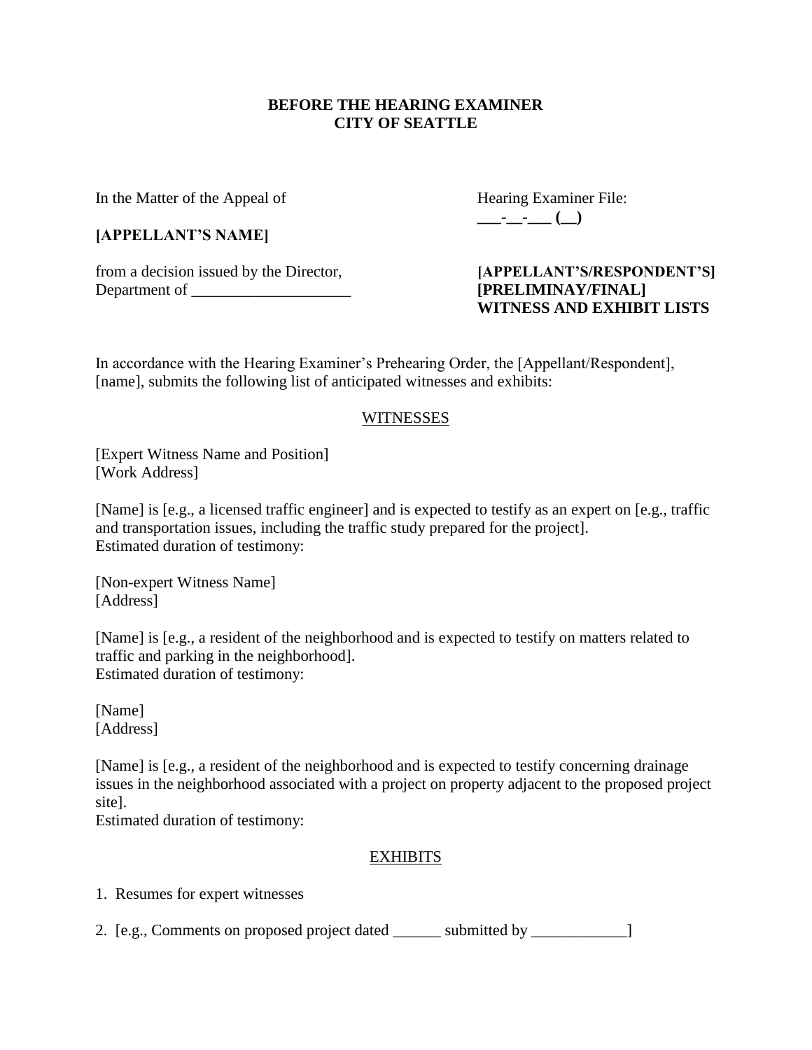**BEFORE THE HEARING EXAMINER**
**CITY OF SEATTLE**

In the Matter of the Appeal of

**[APPELLANT'S NAME]**

from a decision issued by the Director, Department of ____________________

Hearing Examiner File: **___-__-___ (__)**

**[APPELLANT'S/RESPONDENT'S] [PRELIMINAY/FINAL] WITNESS AND EXHIBIT LISTS**

In accordance with the Hearing Examiner's Prehearing Order, the [Appellant/Respondent], [name], submits the following list of anticipated witnesses and exhibits:

<u>WITNESSES</u>

[Expert Witness Name and Position]
[Work Address]

[Name] is [e.g., a licensed traffic engineer] and is expected to testify as an expert on [e.g., traffic and transportation issues, including the traffic study prepared for the project].
Estimated duration of testimony:

[Non-expert Witness Name]
[Address]

[Name] is [e.g., a resident of the neighborhood and is expected to testify on matters related to traffic and parking in the neighborhood].
Estimated duration of testimony:

[Name]
[Address]

[Name] is [e.g., a resident of the neighborhood and is expected to testify concerning drainage issues in the neighborhood associated with a project on property adjacent to the proposed project site].
Estimated duration of testimony:

<u>EXHIBITS</u>

1. Resumes for expert witnesses

2. [e.g., Comments on proposed project dated ______ submitted by ____________]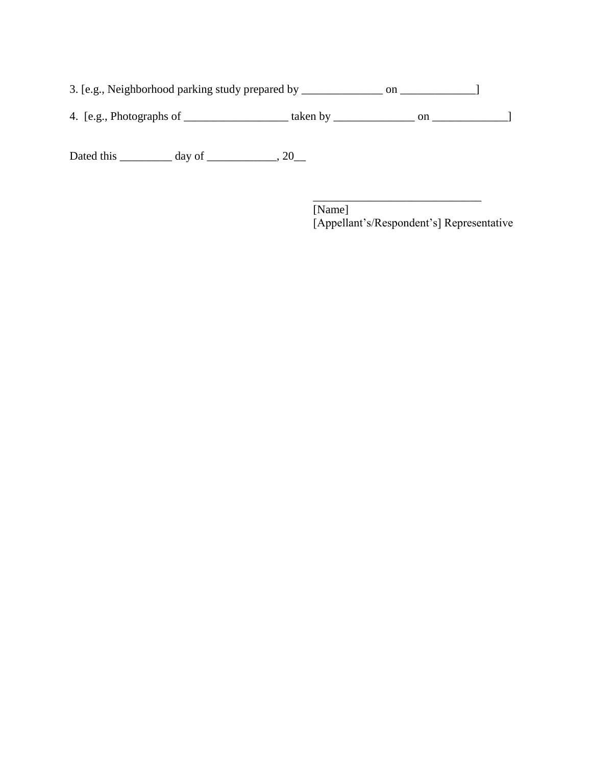3. [e.g., Neighborhood parking study prepared by ______________ on _____________]

4. [e.g., Photographs of __________________ taken by ______________ on _____________]

Dated this _________ day of ____________, 20__

_____________________________

[Name]
[Appellant's/Respondent's] Representative